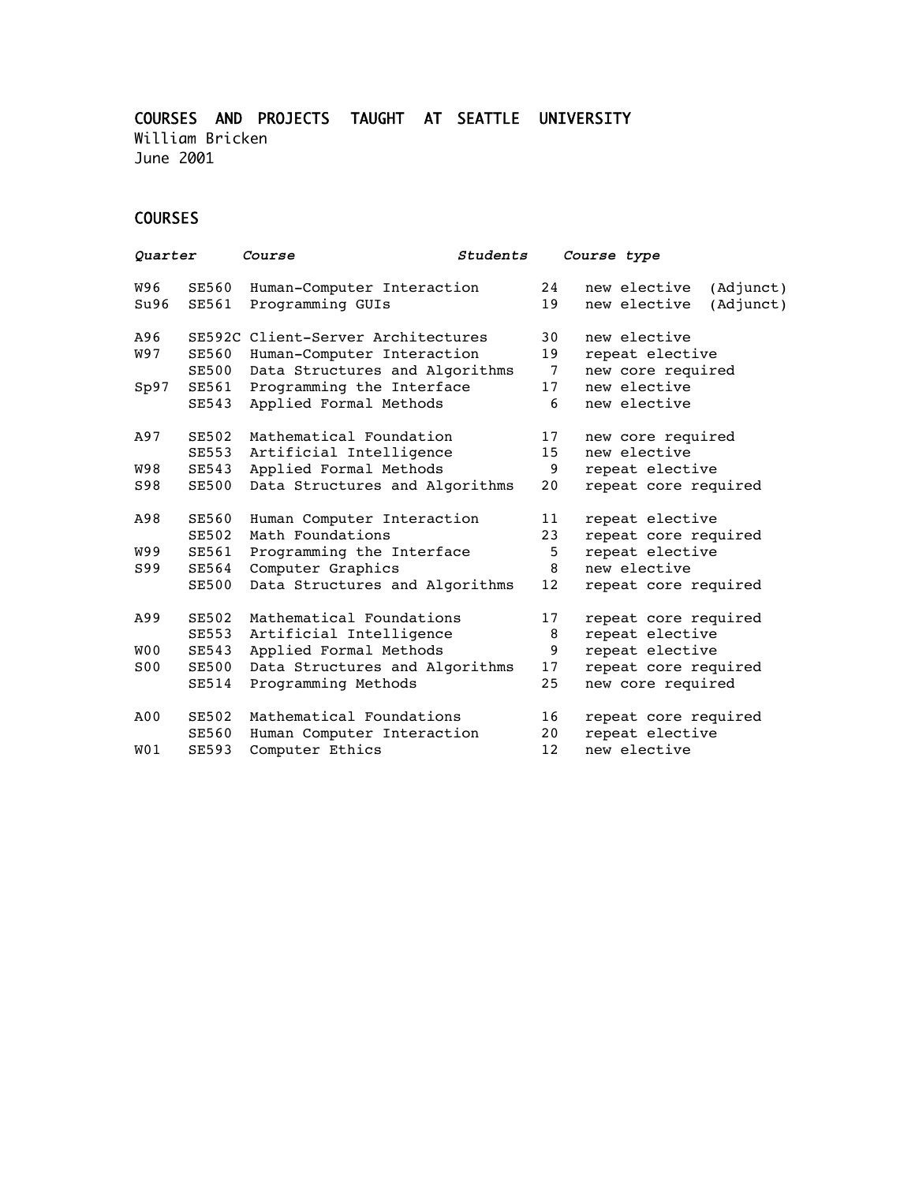# COURSES AND PROJECTS TAUGHT AT SEATTLE UNIVERSITY

William Bricken
June 2001

## COURSES

| *Quarter* | | *Course* | *Students* | *Course type* |
|---|---|---|---|---|
| W96 | SE560 | Human-Computer Interaction | 24 | new elective (Adjunct) |
| Su96 | SE561 | Programming GUIs | 19 | new elective (Adjunct) |
| A96 | SE592C | Client-Server Architectures | 30 | new elective |
| W97 | SE560 | Human-Computer Interaction | 19 | repeat elective |
| | SE500 | Data Structures and Algorithms | 7 | new core required |
| Sp97 | SE561 | Programming the Interface | 17 | new elective |
| | SE543 | Applied Formal Methods | 6 | new elective |
| A97 | SE502 | Mathematical Foundation | 17 | new core required |
| | SE553 | Artificial Intelligence | 15 | new elective |
| W98 | SE543 | Applied Formal Methods | 9 | repeat elective |
| S98 | SE500 | Data Structures and Algorithms | 20 | repeat core required |
| A98 | SE560 | Human Computer Interaction | 11 | repeat elective |
| | SE502 | Math Foundations | 23 | repeat core required |
| W99 | SE561 | Programming the Interface | 5 | repeat elective |
| S99 | SE564 | Computer Graphics | 8 | new elective |
| | SE500 | Data Structures and Algorithms | 12 | repeat core required |
| A99 | SE502 | Mathematical Foundations | 17 | repeat core required |
| | SE553 | Artificial Intelligence | 8 | repeat elective |
| W00 | SE543 | Applied Formal Methods | 9 | repeat elective |
| S00 | SE500 | Data Structures and Algorithms | 17 | repeat core required |
| | SE514 | Programming Methods | 25 | new core required |
| A00 | SE502 | Mathematical Foundations | 16 | repeat core required |
| | SE560 | Human Computer Interaction | 20 | repeat elective |
| W01 | SE593 | Computer Ethics | 12 | new elective |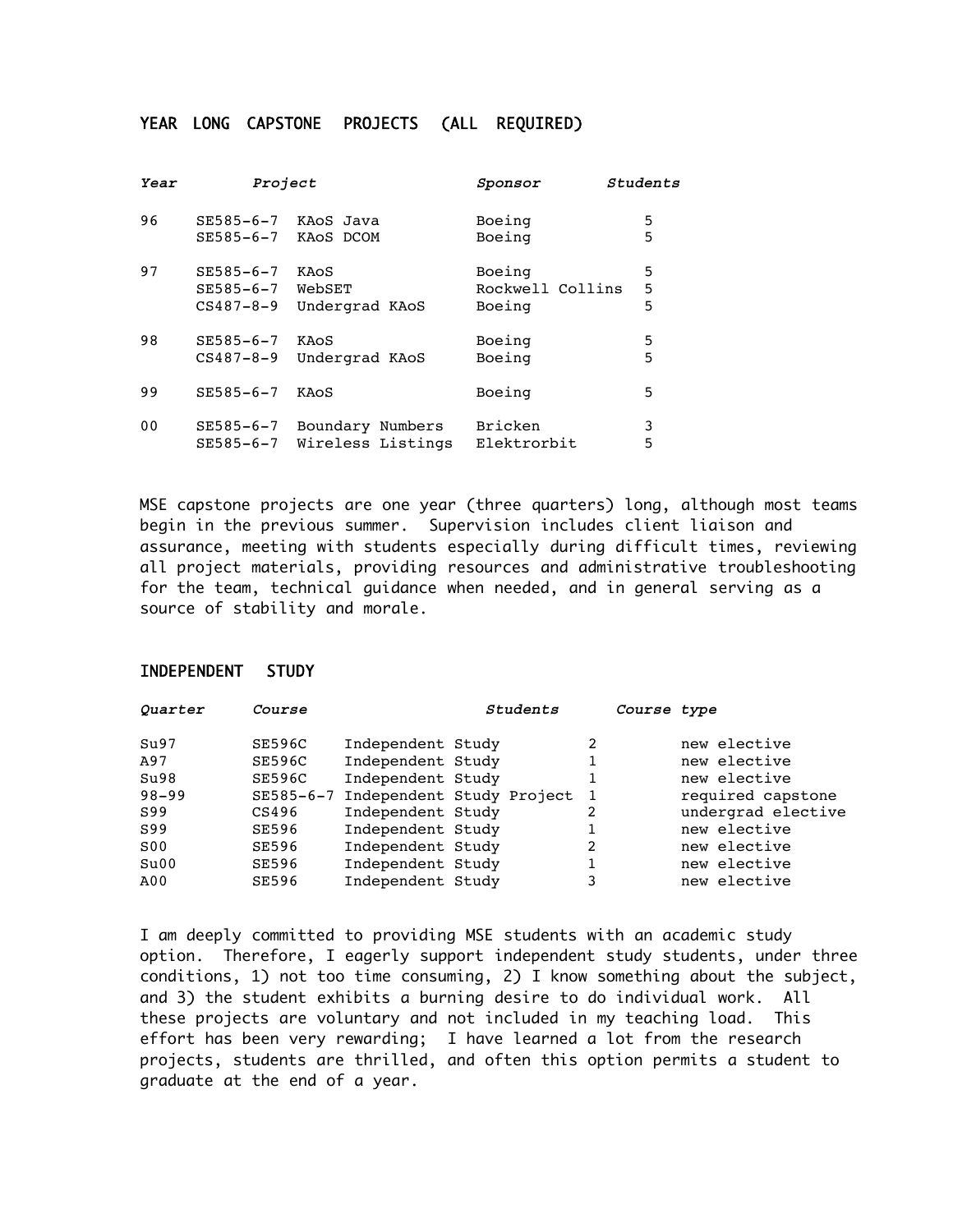## YEAR LONG CAPSTONE PROJECTS (ALL REQUIRED)

| *Year* | *Project* | | *Sponsor* | *Students* |
|---|---|---|---|---|
| 96 | SE585-6-7 | KAoS Java | Boeing | 5 |
| | SE585-6-7 | KAoS DCOM | Boeing | 5 |
| 97 | SE585-6-7 | KAoS | Boeing | 5 |
| | SE585-6-7 | WebSET | Rockwell Collins | 5 |
| | CS487-8-9 | Undergrad KAoS | Boeing | 5 |
| 98 | SE585-6-7 | KAoS | Boeing | 5 |
| | CS487-8-9 | Undergrad KAoS | Boeing | 5 |
| 99 | SE585-6-7 | KAoS | Boeing | 5 |
| 00 | SE585-6-7 | Boundary Numbers | Bricken | 3 |
| | SE585-6-7 | Wireless Listings | Elektrorbit | 5 |

MSE capstone projects are one year (three quarters) long, although most teams begin in the previous summer. Supervision includes client liaison and assurance, meeting with students especially during difficult times, reviewing all project materials, providing resources and administrative troubleshooting for the team, technical guidance when needed, and in general serving as a source of stability and morale.

## INDEPENDENT STUDY

| *Quarter* | *Course* | | *Students* | *Course type* |
|---|---|---|---|---|
| Su97 | SE596C | Independent Study | 2 | new elective |
| A97 | SE596C | Independent Study | 1 | new elective |
| Su98 | SE596C | Independent Study | 1 | new elective |
| 98-99 | SE585-6-7 | Independent Study Project | 1 | required capstone |
| S99 | CS496 | Independent Study | 2 | undergrad elective |
| S99 | SE596 | Independent Study | 1 | new elective |
| S00 | SE596 | Independent Study | 2 | new elective |
| Su00 | SE596 | Independent Study | 1 | new elective |
| A00 | SE596 | Independent Study | 3 | new elective |

I am deeply committed to providing MSE students with an academic study option. Therefore, I eagerly support independent study students, under three conditions, 1) not too time consuming, 2) I know something about the subject, and 3) the student exhibits a burning desire to do individual work. All these projects are voluntary and not included in my teaching load. This effort has been very rewarding; I have learned a lot from the research projects, students are thrilled, and often this option permits a student to graduate at the end of a year.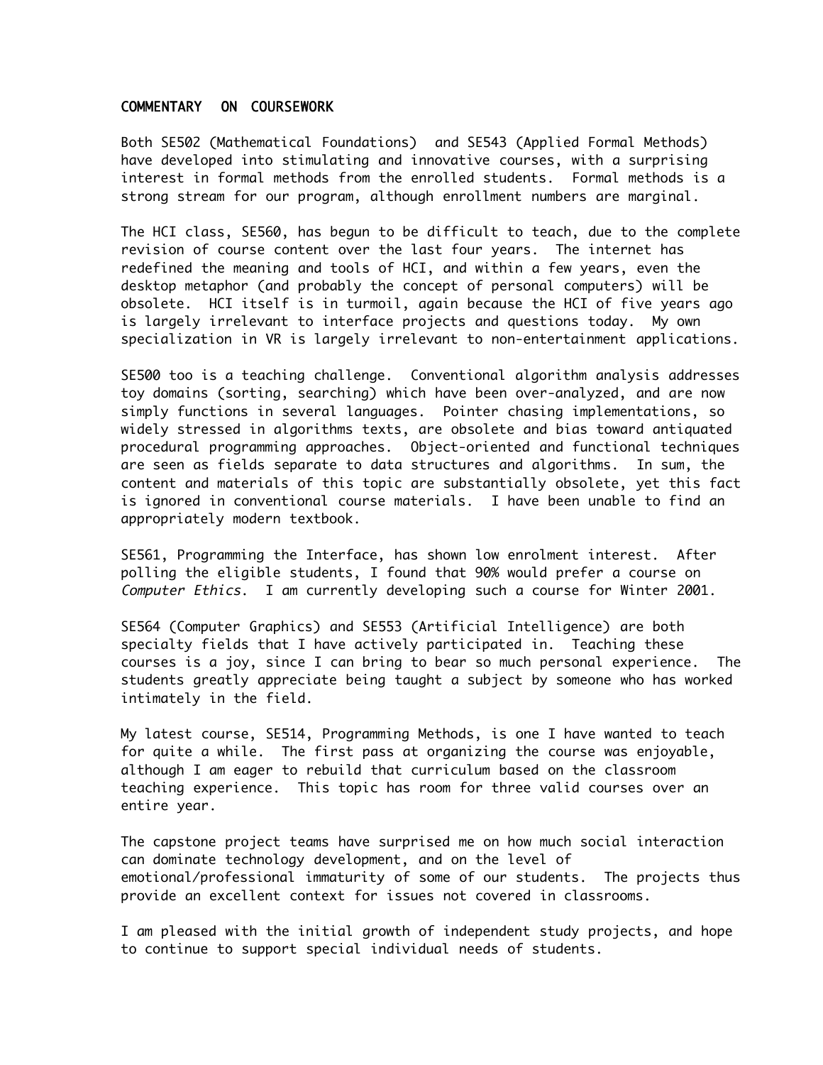## COMMENTARY ON COURSEWORK

Both SE502 (Mathematical Foundations) and SE543 (Applied Formal Methods) have developed into stimulating and innovative courses, with a surprising interest in formal methods from the enrolled students. Formal methods is a strong stream for our program, although enrollment numbers are marginal.

The HCI class, SE560, has begun to be difficult to teach, due to the complete revision of course content over the last four years. The internet has redefined the meaning and tools of HCI, and within a few years, even the desktop metaphor (and probably the concept of personal computers) will be obsolete. HCI itself is in turmoil, again because the HCI of five years ago is largely irrelevant to interface projects and questions today. My own specialization in VR is largely irrelevant to non-entertainment applications.

SE500 too is a teaching challenge. Conventional algorithm analysis addresses toy domains (sorting, searching) which have been over-analyzed, and are now simply functions in several languages. Pointer chasing implementations, so widely stressed in algorithms texts, are obsolete and bias toward antiquated procedural programming approaches. Object-oriented and functional techniques are seen as fields separate to data structures and algorithms. In sum, the content and materials of this topic are substantially obsolete, yet this fact is ignored in conventional course materials. I have been unable to find an appropriately modern textbook.

SE561, Programming the Interface, has shown low enrolment interest. After polling the eligible students, I found that 90% would prefer a course on *Computer Ethics*. I am currently developing such a course for Winter 2001.

SE564 (Computer Graphics) and SE553 (Artificial Intelligence) are both specialty fields that I have actively participated in. Teaching these courses is a joy, since I can bring to bear so much personal experience. The students greatly appreciate being taught a subject by someone who has worked intimately in the field.

My latest course, SE514, Programming Methods, is one I have wanted to teach for quite a while. The first pass at organizing the course was enjoyable, although I am eager to rebuild that curriculum based on the classroom teaching experience. This topic has room for three valid courses over an entire year.

The capstone project teams have surprised me on how much social interaction can dominate technology development, and on the level of emotional/professional immaturity of some of our students. The projects thus provide an excellent context for issues not covered in classrooms.

I am pleased with the initial growth of independent study projects, and hope to continue to support special individual needs of students.